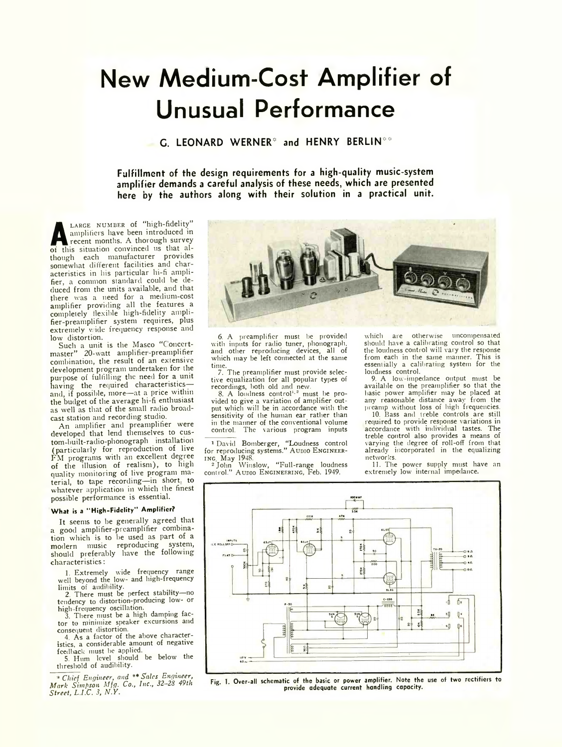# New Medium-Cost Amplifier of Unusual Performance

G. LEONARD WERNER* and HENRY BERLIN**

**Fulfillment of the design requirements for a high-quality music-system amplifier demands a careful analysis of these needs, which are presented here by the authors along with their solution in a practical unit.**

A LARGE NUMBER of "high-fidelity" amplifiers have been introduced in recent months. A thorough survey of this situation convinced us that although each manufacturer provides somewhat different facilities and characteristics in his particular hi-fi amplifier, a common standard could be deduced from the units available, and that there was a need for a medium-cost amplifier providing all the features a completely flexible high-fidelity amplifier-preamplifier system requires, plus extremely wide frequency response and low distortion.

Such a unit is the Masco "Concertmaster" 20-watt amplifier-preamplifier combination, the result of an extensive development program undertaken for the purpose of fulfilling the need for a unit having the required characteristics—and, if possible, more—at a price within the budget of the average hi-fi enthusiast as well as that of the small radio broadcast station and recording studio.

An amplifier and preamplifier were developed that lend themselves to custom-built-radio-phonograph installation (particularly for reproduction of live FM programs with an excellent degree of the illusion of realism), to high quality monitoring of live program material, to tape recording—in short, to whatever application in which the finest possible performance is essential.

### What is a "High-Fidelity" Amplifier?

It seems to be generally agreed that a good amplifier-preamplifier combination which is to be used as part of a modern music reproducing system, should preferably have the following characteristics:

1. Extremely wide frequency range well beyond the low- and high-frequency limits of audibility.
2. There must be perfect stability—no tendency to distortion-producing low- or high-frequency oscillation.
3. There must be a high damping factor to minimize speaker excursions and consequent distortion.
4. As a factor of the above characteristics, a considerable amount of negative feedback must be applied.
5. Hum level should be below the threshold of audibility.
6. A preamplifier must be provided with inputs for radio tuner, phonograph, and other reproducing devices, all of which may be left connected at the same time.
7. The preamplifier must provide selective equalization for all popular types of recordings, both old and new.
8. A loudness control[1,2] must be provided to give a variation of amplifier output which will be in accordance with the sensitivity of the human ear rather than in the manner of the conventional volume control. The various program inputs which are otherwise uncompensated should have a calibrating control so that the loudness control will vary the response from each in the same manner. This is essentially a calibrating system for the loudness control.
9. A low-impedance output must be available on the preamplifier so that the basic power amplifier may be placed at any reasonable distance away from the preamp without loss of high frequencies.
10. Bass and treble controls are still required to provide response variations in accordance with individual tastes. The treble control also provides a means of varying the degree of roll-off from that already incorporated in the equalizing networks.
11. The power supply must have an extremely low internal impedance.

[1] David Bomberger, "Loudness control for reproducing systems." AUDIO ENGINEERING, May 1948.

[2] John Winslow, "Full-range loudness control." AUDIO ENGINEERING, Feb. 1949.

Fig. 1. Over-all schematic of the basic or power amplifier. Note the use of two rectifiers to provide adequate current handling capacity.

\* *Chief Engineer, and* \*\* *Sales Engineer, Mark Simpson Mfg. Co., Inc., 32-28 49th Street, L.I.C. 3, N.Y.*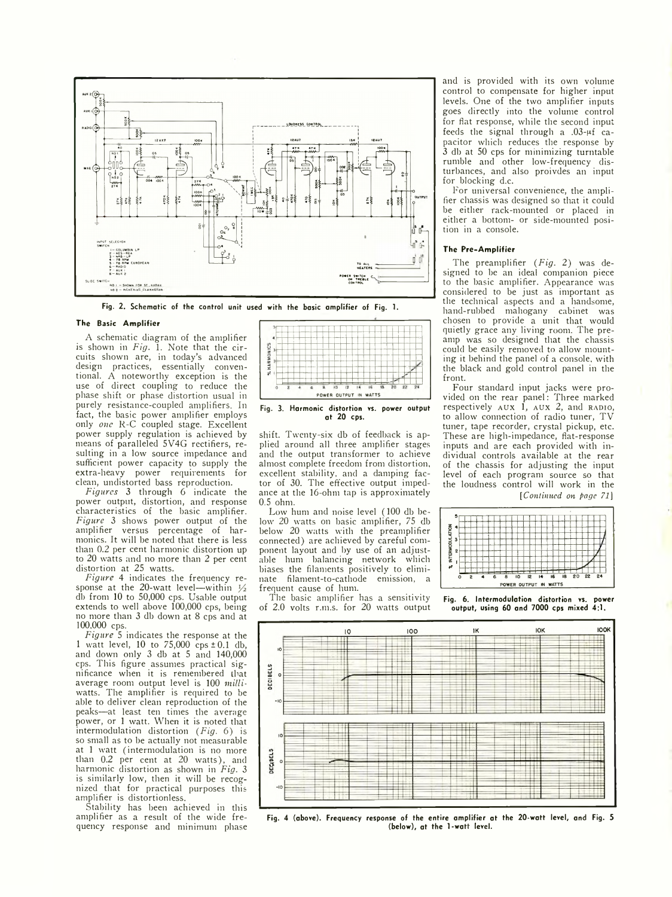Fig. 2. Schematic of the control unit used with the basic amplifier of Fig. 1.

### The Basic Amplifier

A schematic diagram of the amplifier is shown in *Fig. 1*. Note that the circuits shown are, in today's advanced design practices, essentially conventional. A noteworthy exception is the use of direct coupling to reduce the phase shift or phase distortion usual in purely resistance-coupled amplifiers. In fact, the basic power amplifier employs only *one* R-C coupled stage. Excellent power supply regulation is achieved by means of paralleled 5V4G rectifiers, resulting in a low source impedance and sufficient power capacity to supply the extra-heavy power requirements for clean, undistorted bass reproduction.

*Figures* 3 through 6 indicate the power output, distortion, and response characteristics of the basic amplifier. *Figure* 3 shows power output of the amplifier versus percentage of harmonics. It will be noted that there is less than 0.2 per cent harmonic distortion up to 20 watts and no more than 2 per cent distortion at 25 watts.

*Figure* 4 indicates the frequency response at the 20-watt level—within ½ db from 10 to 50,000 cps. Usable output extends to well above 100,000 cps, being no more than 3 db down at 8 cps and at 100,000 cps.

*Figure* 5 indicates the response at the 1 watt level, 10 to 75,000 cps ± 0.1 db, and down only 3 db at 5 and 140,000 cps. This figure assumes practical significance when it is remembered that average room output level is 100 *milli*watts. The amplifier is required to be able to deliver clean reproduction of the peaks—at least ten times the average power, or 1 watt. When it is noted that intermodulation distortion (*Fig. 6*) is so small as to be actually not measurable at 1 watt (intermodulation is no more than 0.2 per cent at 20 watts), and harmonic distortion as shown in *Fig. 3* is similarly low, then it will be recognized that for practical purposes this amplifier is distortionless.

Stability has been achieved in this amplifier as a result of the wide frequency response and minimum phase shift. Twenty-six db of feedback is applied around all three amplifier stages and the output transformer to achieve almost complete freedom from distortion, excellent stability, and a damping factor of 30. The effective output impedance at the 16-ohm tap is approximately 0.5 ohm.

Fig. 3. Harmonic distortion vs. power output at 20 cps.

Low hum and noise level (100 db below 20 watts on basic amplifier, 75 db below 20 watts with the preamplifier connected) are achieved by careful component layout and by use of an adjustable hum balancing network which biases the filaments positively to eliminate filament-to-cathode emission, a frequent cause of hum.

The basic amplifier has a sensitivity of 2.0 volts r.m.s. for 20 watts output and is provided with its own volume control to compensate for higher input levels. One of the two amplifier inputs goes directly into the volume control for flat response, while the second input feeds the signal through a .03-μf capacitor which reduces the response by 3 db at 50 cps for minimizing turntable rumble and other low-frequency disturbances, and also proivdes an input for blocking d.c.

For universal convenience, the amplifier chassis was designed so that it could be either rack-mounted or placed in either a bottom- or side-mounted position in a console.

### The Pre-Amplifier

The preamplifier (*Fig. 2*) was designed to be an ideal companion piece to the basic amplifier. Appearance was considered to be just as important as the technical aspects and a handsome, hand-rubbed mahogany cabinet was chosen to provide a unit that would quietly grace any living room. The preamp was so designed that the chassis could be easily removed to allow mounting it behind the panel of a console, with the black and gold control panel in the front.

Four standard input jacks were provided on the rear panel: Three marked respectively AUX 1, AUX 2, and RADIO, to allow connection of radio tuner, TV tuner, tape recorder, crystal pickup, etc. These are high-impedance, flat-response inputs and are each provided with individual controls available at the rear of the chassis for adjusting the input level of each program source so that the loudness control will work in the

[*Continued on page 71*]

Fig. 6. Intermodulation distortion vs. power output, using 60 and 7000 cps mixed 4:1.

Fig. 4 (above). Frequency response of the entire amplifier at the 20-watt level, and Fig. 5 (below), at the 1-watt level.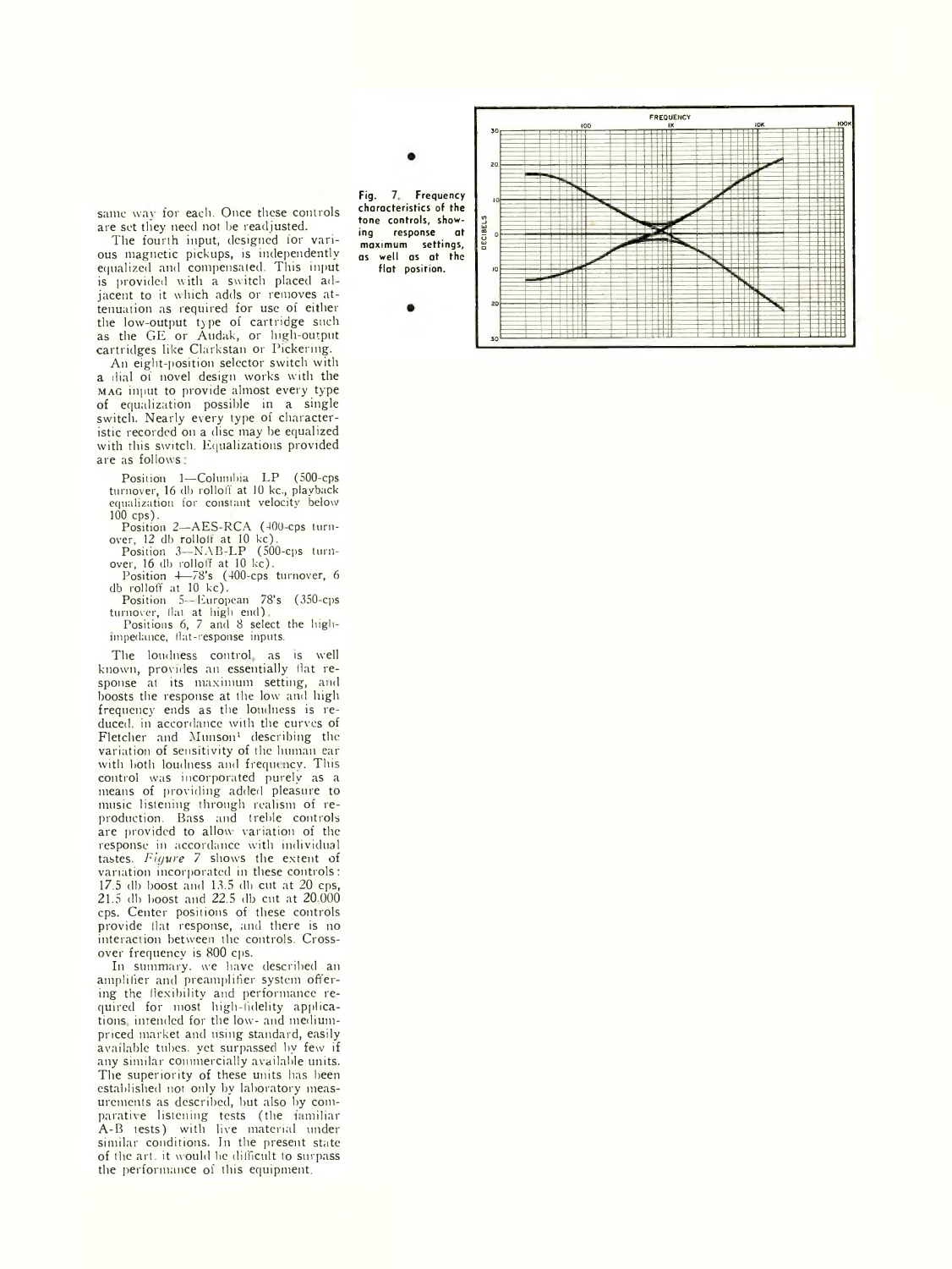same way for each. Once these controls are set they need not be readjusted.

The fourth input, designed for various magnetic pickups, is independently equalized and compensated. This input is provided with a switch placed adjacent to it which adds or removes attenuation as required for use of either the low-output type of cartridge such as the GE or Audak, or high-output cartridges like Clarkstan or Pickering.

An eight-position selector switch with a dial of novel design works with the MAG input to provide almost every type of equalization possible in a single switch. Nearly every type of characteristic recorded on a disc may be equalized with this switch. Equalizations provided are as follows:

Position 1—Columbia LP (500-cps turnover, 16 db rolloff at 10 kc., playback equalization for constant velocity below 100 cps).

Position 2—AES-RCA (400-cps turnover, 12 db rolloff at 10 kc).

Position 3—NAB-LP (500-cps turnover, 16 db rolloff at 10 kc).

Position 4—78's (400-cps turnover, 6 db rolloff at 10 kc).

Position 5—European 78's (350-cps turnover, flat at high end).

Positions 6, 7 and 8 select the high-impedance, flat-response inputs.

The loudness control, as is well known, provides an essentially flat response at its maximum setting, and boosts the response at the low and high frequency ends as the loudness is reduced, in accordance with the curves of Fletcher and Munson[1] describing the variation of sensitivity of the human ear with both loudness and frequency. This control was incorporated purely as a means of providing added pleasure to music listening through realism of reproduction. Bass and treble controls are provided to allow variation of the response in accordance with individual tastes. *Figure 7* shows the extent of variation incorporated in these controls: 17.5 db boost and 13.5 db cut at 20 cps, 21.5 db boost and 22.5 db cut at 20,000 cps. Center positions of these controls provide flat response, and there is no interaction between the controls. Crossover frequency is 800 cps.

In summary, we have described an amplifier and preamplifier system offering the flexibility and performance required for most high-fidelity applications, intended for the low- and medium-priced market and using standard, easily available tubes, yet surpassed by few if any similar commercially available units. The superiority of these units has been established not only by laboratory measurements as described, but also by comparative listening tests (the familiar A-B tests) with live material under similar conditions. In the present state of the art, it would be difficult to surpass the performance of this equipment.

FREQUENCY
100
1K
10K
100K
30
20
10
0
10
20
30
DECIBELS

Fig. 7. Frequency characteristics of the tone controls, showing response at maximum settings, as well as at the flat position.